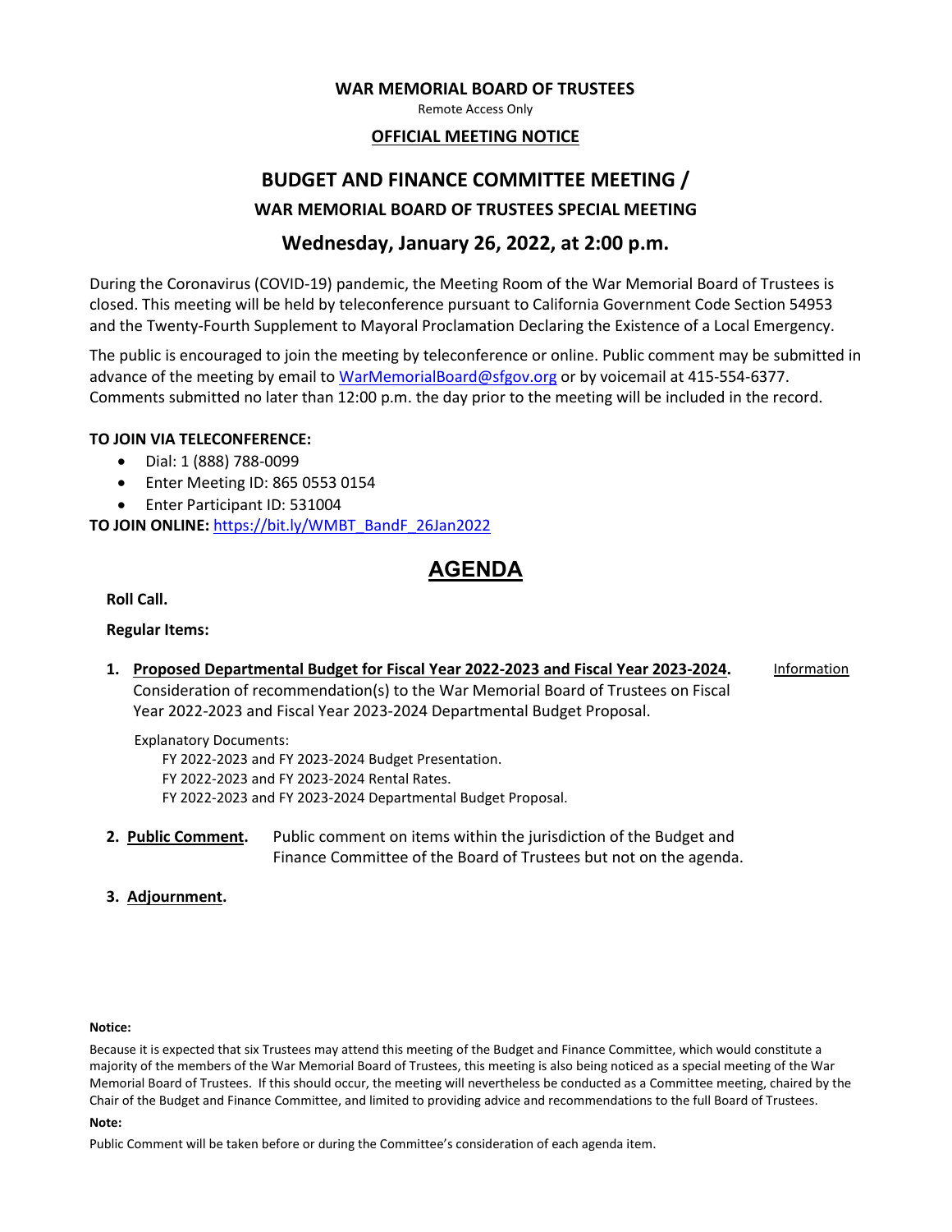**WAR MEMORIAL BOARD OF TRUSTEES**

Remote Access Only

**OFFICIAL MEETING NOTICE**

# BUDGET AND FINANCE COMMITTEE MEETING /

## WAR MEMORIAL BOARD OF TRUSTEES SPECIAL MEETING

## Wednesday, January 26, 2022, at 2:00 p.m.

During the Coronavirus (COVID-19) pandemic, the Meeting Room of the War Memorial Board of Trustees is closed. This meeting will be held by teleconference pursuant to California Government Code Section 54953 and the Twenty-Fourth Supplement to Mayoral Proclamation Declaring the Existence of a Local Emergency.

The public is encouraged to join the meeting by teleconference or online. Public comment may be submitted in advance of the meeting by email to WarMemorialBoard@sfgov.org or by voicemail at 415-554-6377. Comments submitted no later than 12:00 p.m. the day prior to the meeting will be included in the record.

**TO JOIN VIA TELECONFERENCE:**

- Dial: 1 (888) 788-0099
- Enter Meeting ID: 865 0553 0154
- Enter Participant ID: 531004

**TO JOIN ONLINE:** https://bit.ly/WMBT_BandF_26Jan2022

# AGENDA

**Roll Call.**

**Regular Items:**

1. **Proposed Departmental Budget for Fiscal Year 2022-2023 and Fiscal Year 2023-2024.** Information
   Consideration of recommendation(s) to the War Memorial Board of Trustees on Fiscal Year 2022-2023 and Fiscal Year 2023-2024 Departmental Budget Proposal.

   Explanatory Documents:
   - FY 2022-2023 and FY 2023-2024 Budget Presentation.
   - FY 2022-2023 and FY 2023-2024 Rental Rates.
   - FY 2022-2023 and FY 2023-2024 Departmental Budget Proposal.

2. **Public Comment.** Public comment on items within the jurisdiction of the Budget and Finance Committee of the Board of Trustees but not on the agenda.

3. **Adjournment.**

**Notice:**

Because it is expected that six Trustees may attend this meeting of the Budget and Finance Committee, which would constitute a majority of the members of the War Memorial Board of Trustees, this meeting is also being noticed as a special meeting of the War Memorial Board of Trustees. If this should occur, the meeting will nevertheless be conducted as a Committee meeting, chaired by the Chair of the Budget and Finance Committee, and limited to providing advice and recommendations to the full Board of Trustees.

**Note:**

Public Comment will be taken before or during the Committee's consideration of each agenda item.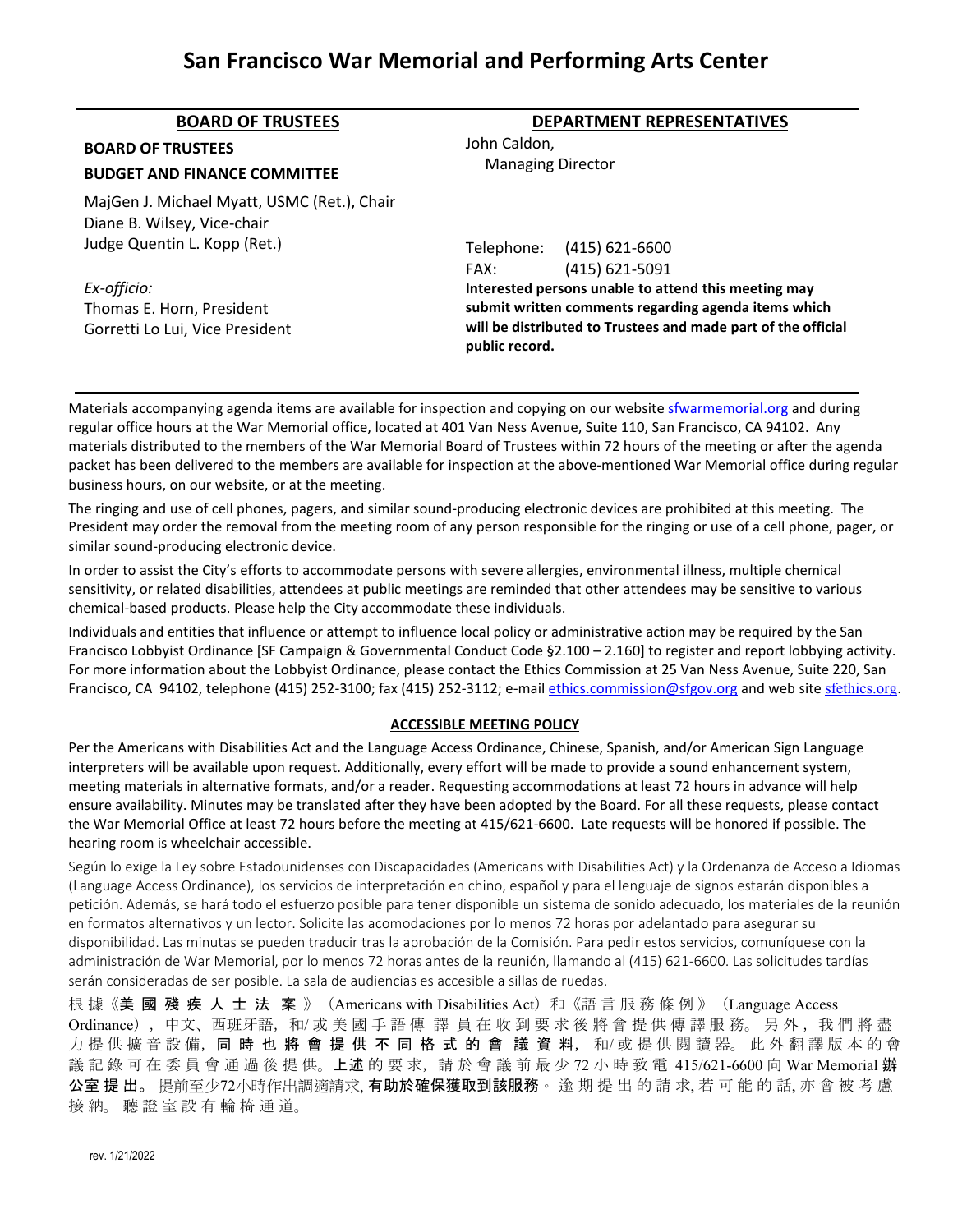# San Francisco War Memorial and Performing Arts Center

## BOARD OF TRUSTEES

**BOARD OF TRUSTEES**

**BUDGET AND FINANCE COMMITTEE**

MajGen J. Michael Myatt, USMC (Ret.), Chair
Diane B. Wilsey, Vice-chair
Judge Quentin L. Kopp (Ret.)

*Ex-officio:*
Thomas E. Horn, President
Gorretti Lo Lui, Vice President

## DEPARTMENT REPRESENTATIVES

John Caldon,
Managing Director

Telephone: (415) 621-6600
FAX: (415) 621-5091

**Interested persons unable to attend this meeting may submit written comments regarding agenda items which will be distributed to Trustees and made part of the official public record.**

Materials accompanying agenda items are available for inspection and copying on our website sfwarmemorial.org and during regular office hours at the War Memorial office, located at 401 Van Ness Avenue, Suite 110, San Francisco, CA 94102. Any materials distributed to the members of the War Memorial Board of Trustees within 72 hours of the meeting or after the agenda packet has been delivered to the members are available for inspection at the above-mentioned War Memorial office during regular business hours, on our website, or at the meeting.

The ringing and use of cell phones, pagers, and similar sound-producing electronic devices are prohibited at this meeting. The President may order the removal from the meeting room of any person responsible for the ringing or use of a cell phone, pager, or similar sound-producing electronic device.

In order to assist the City's efforts to accommodate persons with severe allergies, environmental illness, multiple chemical sensitivity, or related disabilities, attendees at public meetings are reminded that other attendees may be sensitive to various chemical-based products. Please help the City accommodate these individuals.

Individuals and entities that influence or attempt to influence local policy or administrative action may be required by the San Francisco Lobbyist Ordinance [SF Campaign & Governmental Conduct Code §2.100 – 2.160] to register and report lobbying activity. For more information about the Lobbyist Ordinance, please contact the Ethics Commission at 25 Van Ness Avenue, Suite 220, San Francisco, CA 94102, telephone (415) 252-3100; fax (415) 252-3112; e-mail ethics.commission@sfgov.org and web site sfethics.org.

## ACCESSIBLE MEETING POLICY

Per the Americans with Disabilities Act and the Language Access Ordinance, Chinese, Spanish, and/or American Sign Language interpreters will be available upon request. Additionally, every effort will be made to provide a sound enhancement system, meeting materials in alternative formats, and/or a reader. Requesting accommodations at least 72 hours in advance will help ensure availability. Minutes may be translated after they have been adopted by the Board. For all these requests, please contact the War Memorial Office at least 72 hours before the meeting at 415/621-6600. Late requests will be honored if possible. The hearing room is wheelchair accessible.

Según lo exige la Ley sobre Estadounidenses con Discapacidades (Americans with Disabilities Act) y la Ordenanza de Acceso a Idiomas (Language Access Ordinance), los servicios de interpretación en chino, español y para el lenguaje de signos estarán disponibles a petición. Además, se hará todo el esfuerzo posible para tener disponible un sistema de sonido adecuado, los materiales de la reunión en formatos alternativos y un lector. Solicite las acomodaciones por lo menos 72 horas por adelantado para asegurar su disponibilidad. Las minutas se pueden traducir tras la aprobación de la Comisión. Para pedir estos servicios, comuníquese con la administración de War Memorial, por lo menos 72 horas antes de la reunión, llamando al (415) 621-6600. Las solicitudes tardías serán consideradas de ser posible. La sala de audiencias es accesible a sillas de ruedas.

根據《**美國殘疾人士法案**》(Americans with Disabilities Act)和《語言服務條例》(Language Access Ordinance),中文、西班牙語,和/或美國手語傳譯員在收到要求後將會提供傳譯服務。另外,我們將盡力提供擴音設備,**同時也將會提供不同格式的會議資料**,和/或提供閱讀器。此外翻譯版本的會議記錄可在委員會通過後提供。**上述**的要求,請於會議前最少72小時致電 415/621-6600 向 War Memorial **辦公室提出**。提前至少72小時作出調適請求,**有助於確保獲取到該服務**。逾期提出的請求,若可能的話,亦會被考慮接納。聽證室設有輪椅通道。

rev. 1/21/2022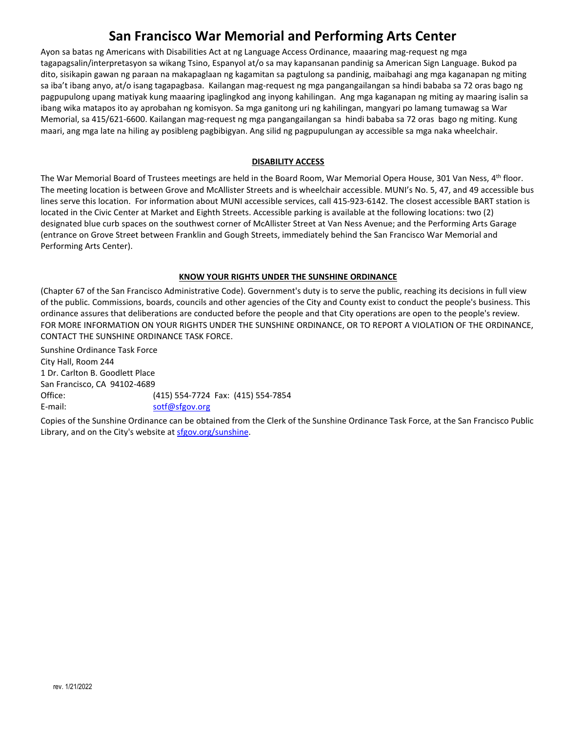# San Francisco War Memorial and Performing Arts Center

Ayon sa batas ng Americans with Disabilities Act at ng Language Access Ordinance, maaaring mag-request ng mga tagapagsalin/interpretasyon sa wikang Tsino, Espanyol at/o sa may kapansanan pandinig sa American Sign Language. Bukod pa dito, sisikapin gawan ng paraan na makapaglaan ng kagamitan sa pagtulong sa pandinig, maibahagi ang mga kaganapan ng miting sa iba't ibang anyo, at/o isang tagapagbasa. Kailangan mag-request ng mga pangangailangan sa hindi bababa sa 72 oras bago ng pagpupulong upang matiyak kung maaaring ipaglingkod ang inyong kahilingan. Ang mga kaganapan ng miting ay maaring isalin sa ibang wika matapos ito ay aprobahan ng komisyon. Sa mga ganitong uri ng kahilingan, mangyari po lamang tumawag sa War Memorial, sa 415/621-6600. Kailangan mag-request ng mga pangangailangan sa hindi bababa sa 72 oras bago ng miting. Kung maari, ang mga late na hiling ay posibleng pagbibigyan. Ang silid ng pagpupulungan ay accessible sa mga naka wheelchair.

## DISABILITY ACCESS

The War Memorial Board of Trustees meetings are held in the Board Room, War Memorial Opera House, 301 Van Ness, 4th floor. The meeting location is between Grove and McAllister Streets and is wheelchair accessible. MUNI's No. 5, 47, and 49 accessible bus lines serve this location. For information about MUNI accessible services, call 415-923-6142. The closest accessible BART station is located in the Civic Center at Market and Eighth Streets. Accessible parking is available at the following locations: two (2) designated blue curb spaces on the southwest corner of McAllister Street at Van Ness Avenue; and the Performing Arts Garage (entrance on Grove Street between Franklin and Gough Streets, immediately behind the San Francisco War Memorial and Performing Arts Center).

## KNOW YOUR RIGHTS UNDER THE SUNSHINE ORDINANCE

(Chapter 67 of the San Francisco Administrative Code). Government's duty is to serve the public, reaching its decisions in full view of the public. Commissions, boards, councils and other agencies of the City and County exist to conduct the people's business. This ordinance assures that deliberations are conducted before the people and that City operations are open to the people's review. FOR MORE INFORMATION ON YOUR RIGHTS UNDER THE SUNSHINE ORDINANCE, OR TO REPORT A VIOLATION OF THE ORDINANCE, CONTACT THE SUNSHINE ORDINANCE TASK FORCE.

Sunshine Ordinance Task Force
City Hall, Room 244
1 Dr. Carlton B. Goodlett Place
San Francisco, CA 94102-4689
Office: (415) 554-7724 Fax: (415) 554-7854
E-mail: sotf@sfgov.org

Copies of the Sunshine Ordinance can be obtained from the Clerk of the Sunshine Ordinance Task Force, at the San Francisco Public Library, and on the City's website at sfgov.org/sunshine.

rev. 1/21/2022